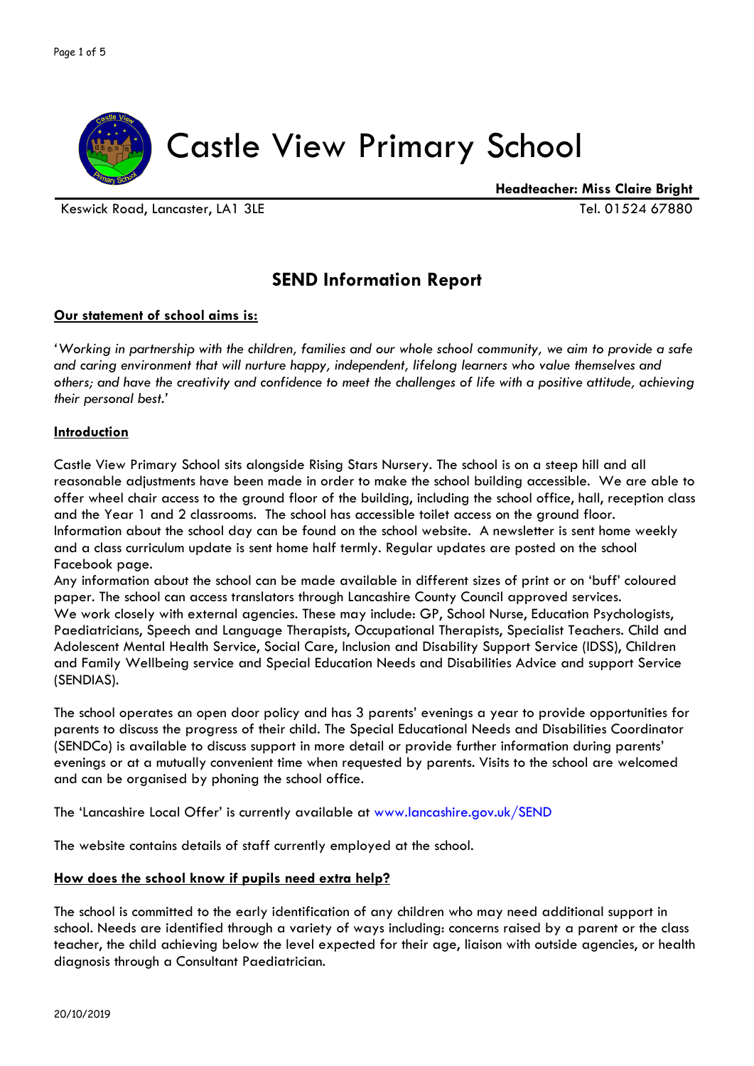# Castle View Primary School

**Headteacher: Miss Claire Bright**

Keswick Road, Lancaster, LA1 3LE

Tel. 01524 67880

## SEND Information Report

**Our statement of school aims is:**

'*Working in partnership with the children, families and our whole school community, we aim to provide a safe and caring environment that will nurture happy, independent, lifelong learners who value themselves and others; and have the creativity and confidence to meet the challenges of life with a positive attitude, achieving their personal best.*'

**Introduction**

Castle View Primary School sits alongside Rising Stars Nursery. The school is on a steep hill and all reasonable adjustments have been made in order to make the school building accessible. We are able to offer wheel chair access to the ground floor of the building, including the school office, hall, reception class and the Year 1 and 2 classrooms. The school has accessible toilet access on the ground floor. Information about the school day can be found on the school website. A newsletter is sent home weekly and a class curriculum update is sent home half termly. Regular updates are posted on the school Facebook page.
Any information about the school can be made available in different sizes of print or on 'buff' coloured paper. The school can access translators through Lancashire County Council approved services.
We work closely with external agencies. These may include: GP, School Nurse, Education Psychologists, Paediatricians, Speech and Language Therapists, Occupational Therapists, Specialist Teachers. Child and Adolescent Mental Health Service, Social Care, Inclusion and Disability Support Service (IDSS), Children and Family Wellbeing service and Special Education Needs and Disabilities Advice and support Service (SENDIAS).

The school operates an open door policy and has 3 parents' evenings a year to provide opportunities for parents to discuss the progress of their child. The Special Educational Needs and Disabilities Coordinator (SENDCo) is available to discuss support in more detail or provide further information during parents' evenings or at a mutually convenient time when requested by parents. Visits to the school are welcomed and can be organised by phoning the school office.

The 'Lancashire Local Offer' is currently available at www.lancashire.gov.uk/SEND

The website contains details of staff currently employed at the school.

**How does the school know if pupils need extra help?**

The school is committed to the early identification of any children who may need additional support in school. Needs are identified through a variety of ways including: concerns raised by a parent or the class teacher, the child achieving below the level expected for their age, liaison with outside agencies, or health diagnosis through a Consultant Paediatrician.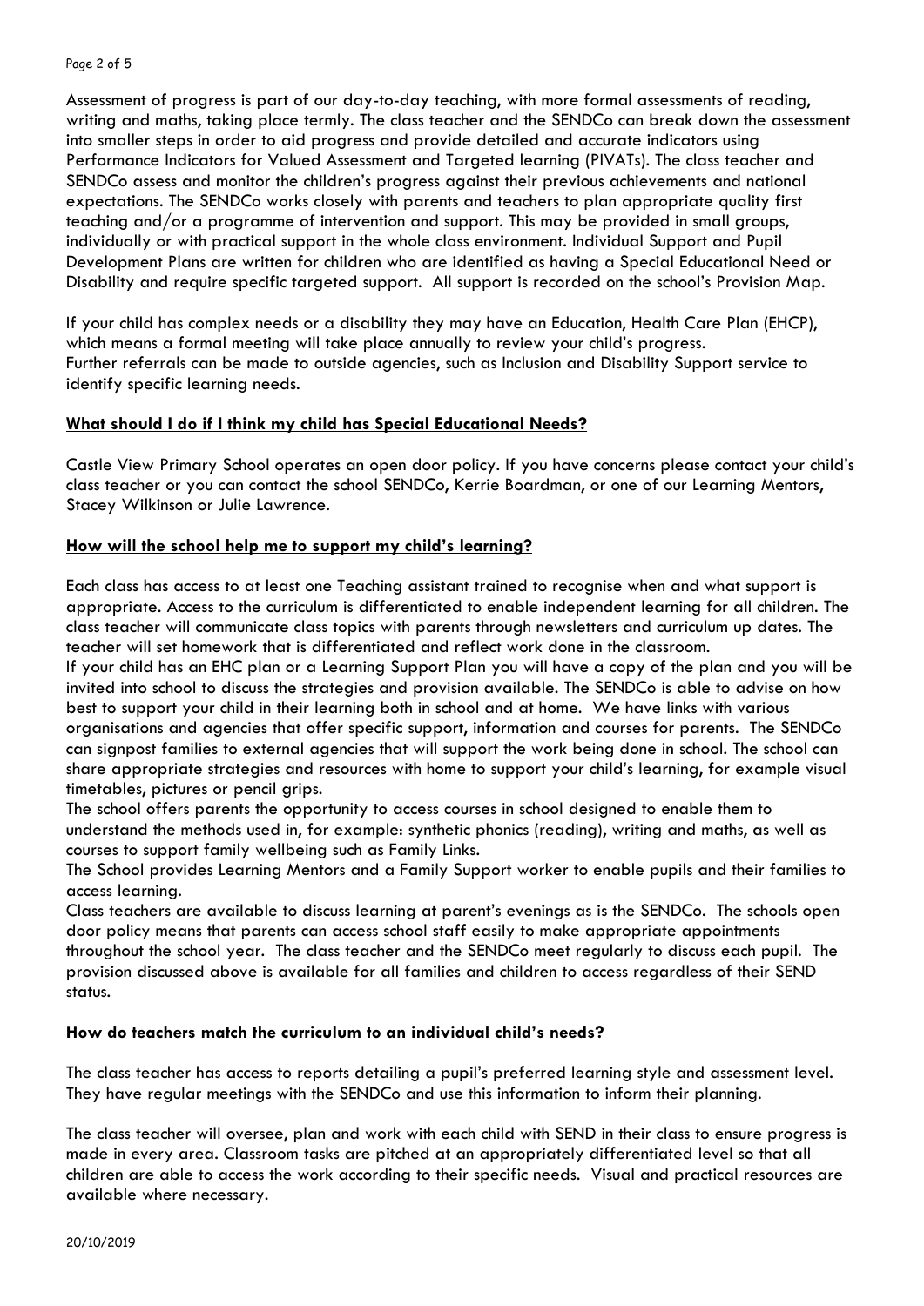Assessment of progress is part of our day-to-day teaching, with more formal assessments of reading, writing and maths, taking place termly. The class teacher and the SENDCo can break down the assessment into smaller steps in order to aid progress and provide detailed and accurate indicators using Performance Indicators for Valued Assessment and Targeted learning (PIVATs). The class teacher and SENDCo assess and monitor the children's progress against their previous achievements and national expectations. The SENDCo works closely with parents and teachers to plan appropriate quality first teaching and/or a programme of intervention and support. This may be provided in small groups, individually or with practical support in the whole class environment. Individual Support and Pupil Development Plans are written for children who are identified as having a Special Educational Need or Disability and require specific targeted support. All support is recorded on the school's Provision Map.

If your child has complex needs or a disability they may have an Education, Health Care Plan (EHCP), which means a formal meeting will take place annually to review your child's progress.
Further referrals can be made to outside agencies, such as Inclusion and Disability Support service to identify specific learning needs.

## What should I do if I think my child has Special Educational Needs?

Castle View Primary School operates an open door policy. If you have concerns please contact your child's class teacher or you can contact the school SENDCo, Kerrie Boardman, or one of our Learning Mentors, Stacey Wilkinson or Julie Lawrence.

## How will the school help me to support my child's learning?

Each class has access to at least one Teaching assistant trained to recognise when and what support is appropriate. Access to the curriculum is differentiated to enable independent learning for all children. The class teacher will communicate class topics with parents through newsletters and curriculum up dates. The teacher will set homework that is differentiated and reflect work done in the classroom.
If your child has an EHC plan or a Learning Support Plan you will have a copy of the plan and you will be invited into school to discuss the strategies and provision available. The SENDCo is able to advise on how best to support your child in their learning both in school and at home. We have links with various organisations and agencies that offer specific support, information and courses for parents. The SENDCo can signpost families to external agencies that will support the work being done in school. The school can share appropriate strategies and resources with home to support your child's learning, for example visual timetables, pictures or pencil grips.
The school offers parents the opportunity to access courses in school designed to enable them to understand the methods used in, for example: synthetic phonics (reading), writing and maths, as well as courses to support family wellbeing such as Family Links.
The School provides Learning Mentors and a Family Support worker to enable pupils and their families to access learning.
Class teachers are available to discuss learning at parent's evenings as is the SENDCo. The schools open door policy means that parents can access school staff easily to make appropriate appointments throughout the school year. The class teacher and the SENDCo meet regularly to discuss each pupil. The provision discussed above is available for all families and children to access regardless of their SEND status.

## How do teachers match the curriculum to an individual child's needs?

The class teacher has access to reports detailing a pupil's preferred learning style and assessment level. They have regular meetings with the SENDCo and use this information to inform their planning.

The class teacher will oversee, plan and work with each child with SEND in their class to ensure progress is made in every area. Classroom tasks are pitched at an appropriately differentiated level so that all children are able to access the work according to their specific needs. Visual and practical resources are available where necessary.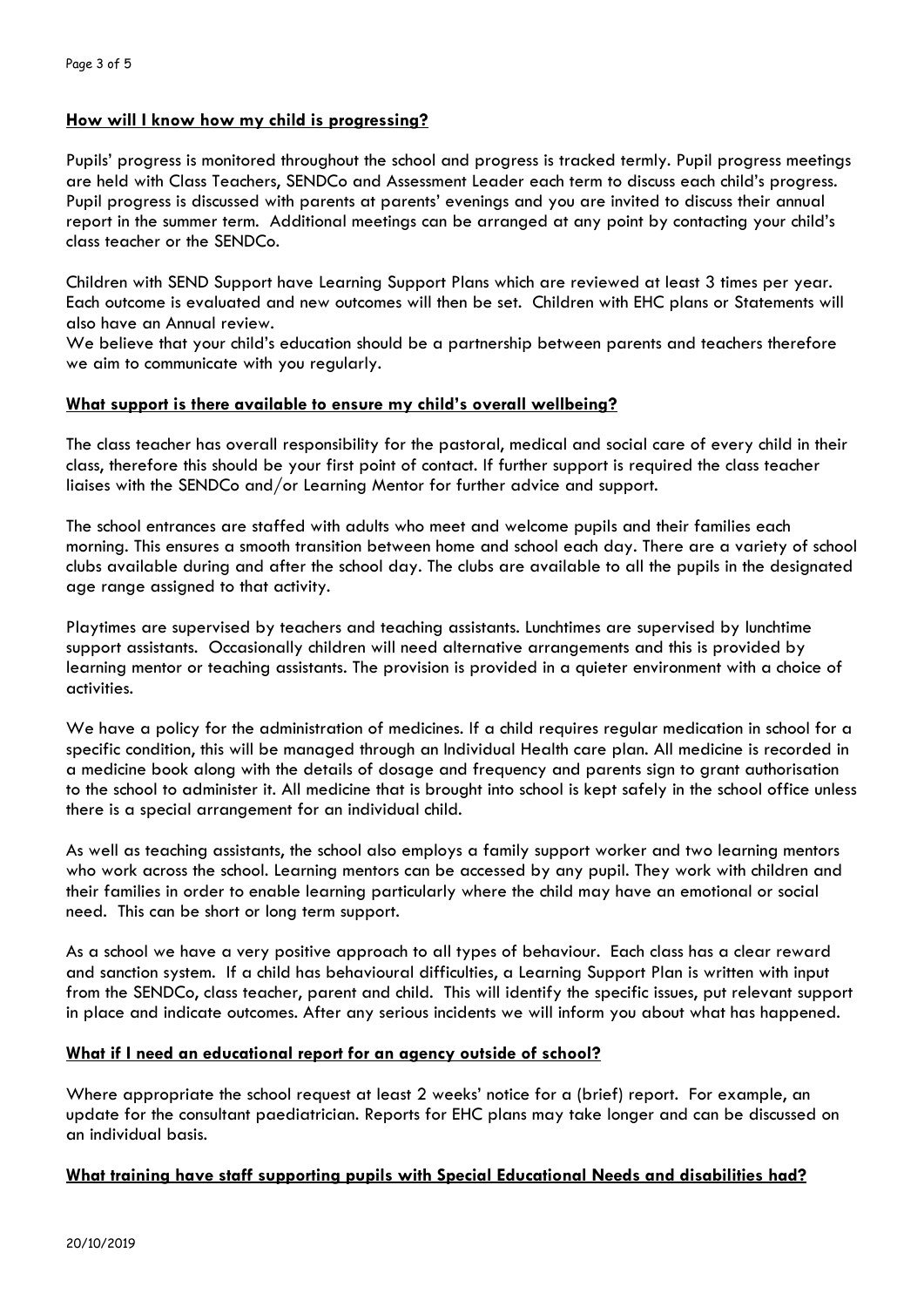### **How will I know how my child is progressing?**

Pupils' progress is monitored throughout the school and progress is tracked termly. Pupil progress meetings are held with Class Teachers, SENDCo and Assessment Leader each term to discuss each child's progress. Pupil progress is discussed with parents at parents' evenings and you are invited to discuss their annual report in the summer term. Additional meetings can be arranged at any point by contacting your child's class teacher or the SENDCo.

Children with SEND Support have Learning Support Plans which are reviewed at least 3 times per year. Each outcome is evaluated and new outcomes will then be set. Children with EHC plans or Statements will also have an Annual review.

We believe that your child's education should be a partnership between parents and teachers therefore we aim to communicate with you regularly.

### **What support is there available to ensure my child's overall wellbeing?**

The class teacher has overall responsibility for the pastoral, medical and social care of every child in their class, therefore this should be your first point of contact. If further support is required the class teacher liaises with the SENDCo and/or Learning Mentor for further advice and support.

The school entrances are staffed with adults who meet and welcome pupils and their families each morning. This ensures a smooth transition between home and school each day. There are a variety of school clubs available during and after the school day. The clubs are available to all the pupils in the designated age range assigned to that activity.

Playtimes are supervised by teachers and teaching assistants. Lunchtimes are supervised by lunchtime support assistants. Occasionally children will need alternative arrangements and this is provided by learning mentor or teaching assistants. The provision is provided in a quieter environment with a choice of activities.

We have a policy for the administration of medicines. If a child requires regular medication in school for a specific condition, this will be managed through an Individual Health care plan. All medicine is recorded in a medicine book along with the details of dosage and frequency and parents sign to grant authorisation to the school to administer it. All medicine that is brought into school is kept safely in the school office unless there is a special arrangement for an individual child.

As well as teaching assistants, the school also employs a family support worker and two learning mentors who work across the school. Learning mentors can be accessed by any pupil. They work with children and their families in order to enable learning particularly where the child may have an emotional or social need. This can be short or long term support.

As a school we have a very positive approach to all types of behaviour. Each class has a clear reward and sanction system. If a child has behavioural difficulties, a Learning Support Plan is written with input from the SENDCo, class teacher, parent and child. This will identify the specific issues, put relevant support in place and indicate outcomes. After any serious incidents we will inform you about what has happened.

### **What if I need an educational report for an agency outside of school?**

Where appropriate the school request at least 2 weeks' notice for a (brief) report. For example, an update for the consultant paediatrician. Reports for EHC plans may take longer and can be discussed on an individual basis.

### **What training have staff supporting pupils with Special Educational Needs and disabilities had?**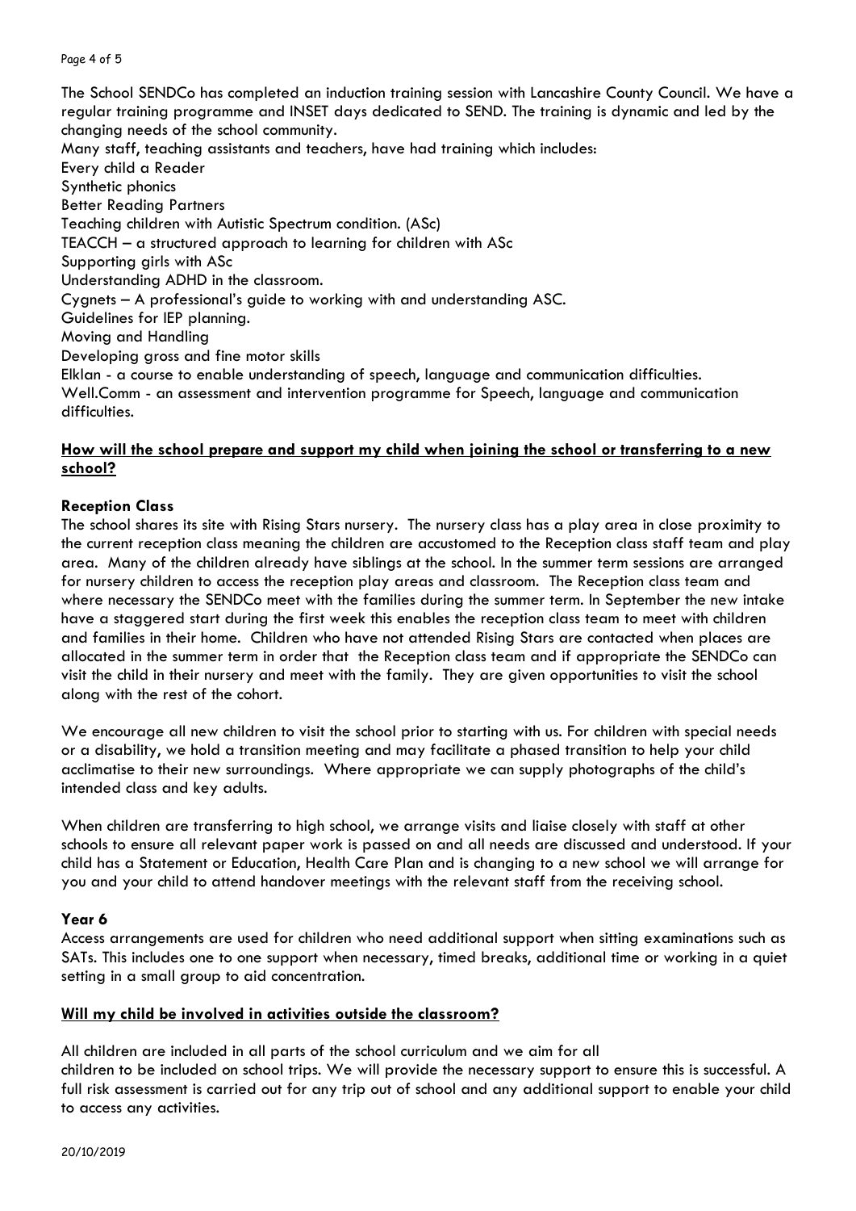The School SENDCo has completed an induction training session with Lancashire County Council. We have a regular training programme and INSET days dedicated to SEND. The training is dynamic and led by the changing needs of the school community.

Many staff, teaching assistants and teachers, have had training which includes:

Every child a Reader
Synthetic phonics
Better Reading Partners
Teaching children with Autistic Spectrum condition. (ASc)
TEACCH – a structured approach to learning for children with ASc
Supporting girls with ASc
Understanding ADHD in the classroom.
Cygnets – A professional's guide to working with and understanding ASC.
Guidelines for IEP planning.
Moving and Handling
Developing gross and fine motor skills
Elklan - a course to enable understanding of speech, language and communication difficulties.
Well.Comm - an assessment and intervention programme for Speech, language and communication difficulties.

## How will the school prepare and support my child when joining the school or transferring to a new school?

**Reception Class**

The school shares its site with Rising Stars nursery. The nursery class has a play area in close proximity to the current reception class meaning the children are accustomed to the Reception class staff team and play area. Many of the children already have siblings at the school. In the summer term sessions are arranged for nursery children to access the reception play areas and classroom. The Reception class team and where necessary the SENDCo meet with the families during the summer term. In September the new intake have a staggered start during the first week this enables the reception class team to meet with children and families in their home. Children who have not attended Rising Stars are contacted when places are allocated in the summer term in order that the Reception class team and if appropriate the SENDCo can visit the child in their nursery and meet with the family. They are given opportunities to visit the school along with the rest of the cohort.

We encourage all new children to visit the school prior to starting with us. For children with special needs or a disability, we hold a transition meeting and may facilitate a phased transition to help your child acclimatise to their new surroundings. Where appropriate we can supply photographs of the child's intended class and key adults.

When children are transferring to high school, we arrange visits and liaise closely with staff at other schools to ensure all relevant paper work is passed on and all needs are discussed and understood. If your child has a Statement or Education, Health Care Plan and is changing to a new school we will arrange for you and your child to attend handover meetings with the relevant staff from the receiving school.

**Year 6**

Access arrangements are used for children who need additional support when sitting examinations such as SATs. This includes one to one support when necessary, timed breaks, additional time or working in a quiet setting in a small group to aid concentration.

## Will my child be involved in activities outside the classroom?

All children are included in all parts of the school curriculum and we aim for all children to be included on school trips. We will provide the necessary support to ensure this is successful. A full risk assessment is carried out for any trip out of school and any additional support to enable your child to access any activities.

20/10/2019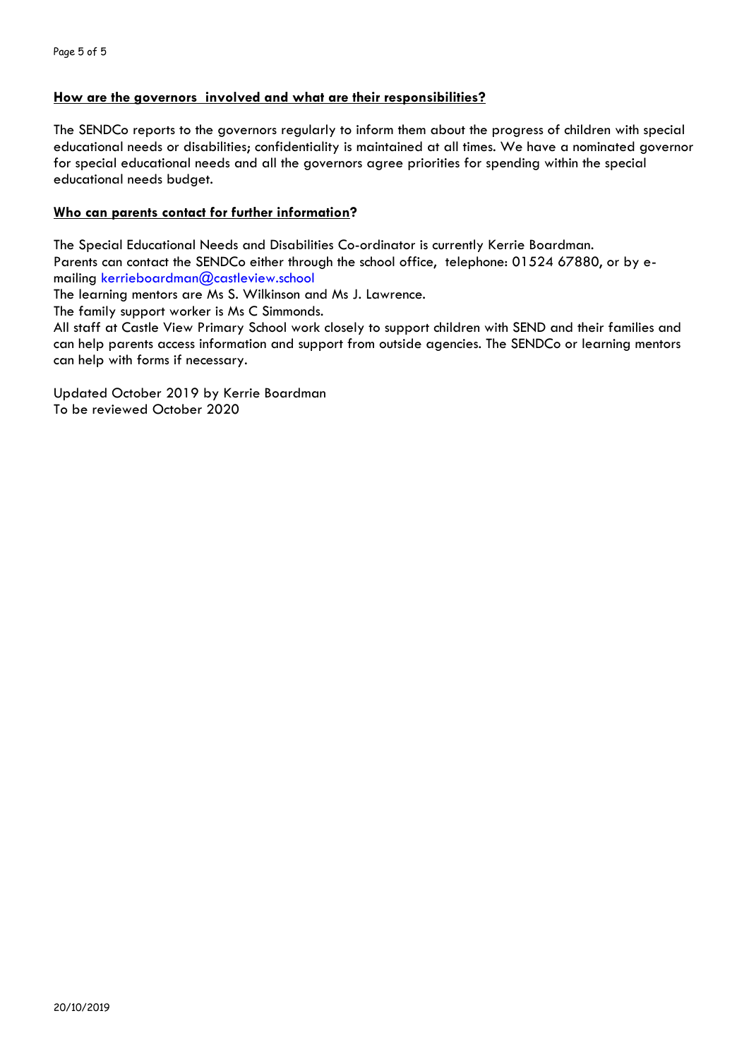**<u>How are the governors involved and what are their responsibilities?</u>**

The SENDCo reports to the governors regularly to inform them about the progress of children with special educational needs or disabilities; confidentiality is maintained at all times. We have a nominated governor for special educational needs and all the governors agree priorities for spending within the special educational needs budget.

**<u>Who can parents contact for further information</u>?**

The Special Educational Needs and Disabilities Co-ordinator is currently Kerrie Boardman.
Parents can contact the SENDCo either through the school office, telephone: 01524 67880, or by e-mailing kerrieboardman@castleview.school
The learning mentors are Ms S. Wilkinson and Ms J. Lawrence.
The family support worker is Ms C Simmonds.
All staff at Castle View Primary School work closely to support children with SEND and their families and can help parents access information and support from outside agencies. The SENDCo or learning mentors can help with forms if necessary.

Updated October 2019 by Kerrie Boardman
To be reviewed October 2020